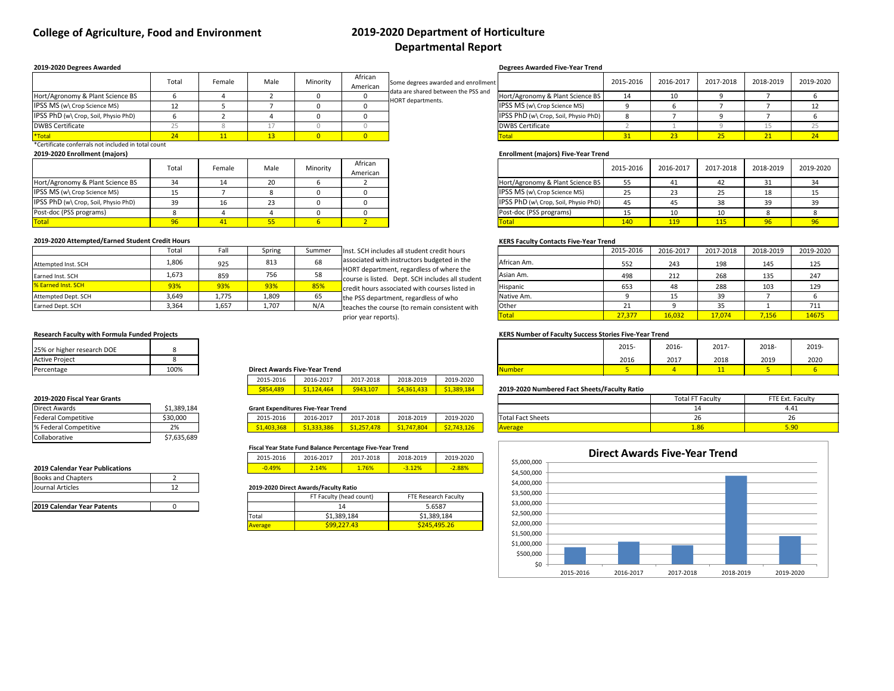# College of Agriculture, Food and Environment

# 2019-2020 Department of Horticulture Departmental Report

### 2019-2020 Degrees Awarded

| | Total | Female | Male | Minority | African American |
|---|---|---|---|---|---|
| Hort/Agronomy & Plant Science BS | 6 | 4 | 2 | 0 | 0 |
| IPSS MS (w\ Crop Science MS) | 12 | 5 | 7 | 0 | 0 |
| IPSS PhD (w\ Crop, Soil, Physio PhD) | 6 | 2 | 4 | 0 | 0 |
| DWBS Certificate | 25 | 8 | 17 | 0 | 0 |
| *Total | 24 | 11 | 13 | 0 | 0 |

*Certificate conferrals not included in total count

Some degrees awarded and enrollment data are shared between the PSS and HORT departments.

### Degrees Awarded Five-Year Trend

| | 2015-2016 | 2016-2017 | 2017-2018 | 2018-2019 | 2019-2020 |
|---|---|---|---|---|---|
| Hort/Agronomy & Plant Science BS | 14 | 10 | 9 | 7 | 6 |
| IPSS MS (w\ Crop Science MS) | 9 | 6 | 7 | 7 | 12 |
| IPSS PhD (w\ Crop, Soil, Physio PhD) | 8 | 7 | 9 | 7 | 6 |
| DWBS Certificate | 2 | 1 | 9 | 15 | 25 |
| Total | 31 | 23 | 25 | 21 | 24 |

### 2019-2020 Enrollment (majors)

| | Total | Female | Male | Minority | African American |
|---|---|---|---|---|---|
| Hort/Agronomy & Plant Science BS | 34 | 14 | 20 | 6 | 2 |
| IPSS MS (w\ Crop Science MS) | 15 | 7 | 8 | 0 | 0 |
| IPSS PhD (w\ Crop, Soil, Physio PhD) | 39 | 16 | 23 | 0 | 0 |
| Post-doc (PSS programs) | 8 | 4 | 4 | 0 | 0 |
| Total | 96 | 41 | 55 | 6 | 2 |

### Enrollment (majors) Five-Year Trend

| | 2015-2016 | 2016-2017 | 2017-2018 | 2018-2019 | 2019-2020 |
|---|---|---|---|---|---|
| Hort/Agronomy & Plant Science BS | 55 | 41 | 42 | 31 | 34 |
| IPSS MS (w\ Crop Science MS) | 25 | 23 | 25 | 18 | 15 |
| IPSS PhD (w\ Crop, Soil, Physio PhD) | 45 | 45 | 38 | 39 | 39 |
| Post-doc (PSS programs) | 15 | 10 | 10 | 8 | 8 |
| Total | 140 | 119 | 115 | 96 | 96 |

### 2019-2020 Attempted/Earned Student Credit Hours

| | Total | Fall | Spring | Summer |
|---|---|---|---|---|
| Attempted Inst. SCH | 1,806 | 925 | 813 | 68 |
| Earned Inst. SCH | 1,673 | 859 | 756 | 58 |
| % Earned Inst. SCH | 93% | 93% | 93% | 85% |
| Attempted Dept. SCH | 3,649 | 1,775 | 1,809 | 65 |
| Earned Dept. SCH | 3,364 | 1,657 | 1,707 | N/A |

Inst. SCH includes all student credit hours associated with instructors budgeted in the HORT department, regardless of where the course is listed. Dept. SCH includes all student credit hours associated with courses listed in the PSS department, regardless of who teaches the course (to remain consistent with prior year reports).

### KERS Faculty Contacts Five-Year Trend

| | 2015-2016 | 2016-2017 | 2017-2018 | 2018-2019 | 2019-2020 |
|---|---|---|---|---|---|
| African Am. | 552 | 243 | 198 | 145 | 125 |
| Asian Am. | 498 | 212 | 268 | 135 | 247 |
| Hispanic | 653 | 48 | 288 | 103 | 129 |
| Native Am. | 9 | 15 | 39 | 7 | 6 |
| Other | 21 | 9 | 35 | 1 | 711 |
| Total | 27,377 | 16,032 | 17,074 | 7,156 | 14675 |

### Research Faculty with Formula Funded Projects

| | |
|---|---|
| 25% or higher research DOE | 8 |
| Active Project | 8 |
| Percentage | 100% |

### KERS Number of Faculty Success Stories Five-Year Trend

| | 2015-2016 | 2016-2017 | 2017-2018 | 2018-2019 | 2019-2020 |
|---|---|---|---|---|---|
| Number | 5 | 4 | 11 | 5 | 6 |

### Direct Awards Five-Year Trend

| 2015-2016 | 2016-2017 | 2017-2018 | 2018-2019 | 2019-2020 |
|---|---|---|---|---|
| $854,489 | $1,124,464 | $943,107 | $4,361,433 | $1,389,184 |

### 2019-2020 Numbered Fact Sheets/Faculty Ratio

| | Total FT Faculty | FTE Ext. Faculty |
|---|---|---|
| | 14 | 4.41 |
| Total Fact Sheets | 26 | 26 |
| Average | 1.86 | 5.90 |

### 2019-2020 Fiscal Year Grants

| | |
|---|---|
| Direct Awards | $1,389,184 |
| Federal Competitive | $30,000 |
| % Federal Competitive | 2% |
| Collaborative | $7,635,689 |

### Grant Expenditures Five-Year Trend

| 2015-2016 | 2016-2017 | 2017-2018 | 2018-2019 | 2019-2020 |
|---|---|---|---|---|
| $1,403,368 | $1,333,386 | $1,257,478 | $1,747,804 | $2,743,126 |

### Fiscal Year State Fund Balance Percentage Five-Year Trend

| 2015-2016 | 2016-2017 | 2017-2018 | 2018-2019 | 2019-2020 |
|---|---|---|---|---|
| -0.49% | 2.14% | 1.76% | -3.12% | -2.88% |

### 2019 Calendar Year Publications

| | |
|---|---|
| Books and Chapters | 2 |
| Journal Articles | 12 |

| | |
|---|---|
| **2019 Calendar Year Patents** | 0 |

### 2019-2020 Direct Awards/Faculty Ratio

| | FT Faculty (head count) | FTE Research Faculty |
|---|---|---|
| | 14 | 5.6587 |
| Total | $1,389,184 | $1,389,184 |
| Average | $99,227.43 | $245,495.26 |

### Direct Awards Five-Year Trend

| Year | Direct Awards |
|---|---|
| 2015-2016 | $854,489 |
| 2016-2017 | $1,124,464 |
| 2017-2018 | $943,107 |
| 2018-2019 | $4,361,433 |
| 2019-2020 | $1,389,184 |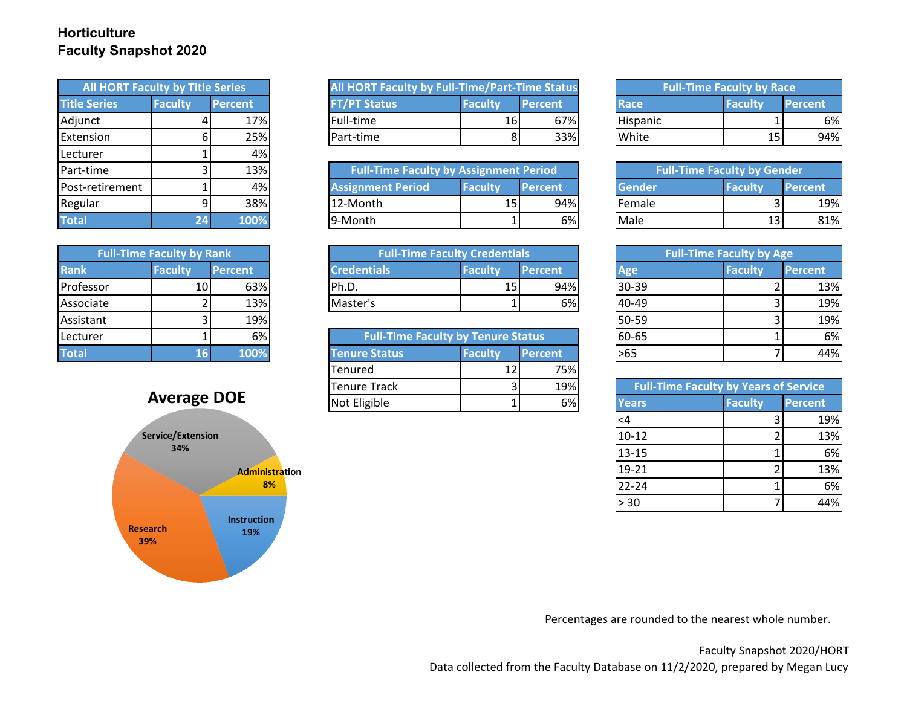# Horticulture
# Faculty Snapshot 2020

| All HORT Faculty by Title Series | | |
|---|---|---|
| **Title Series** | **Faculty** | **Percent** |
| Adjunct | 4 | 17% |
| Extension | 6 | 25% |
| Lecturer | 1 | 4% |
| Part-time | 3 | 13% |
| Post-retirement | 1 | 4% |
| Regular | 9 | 38% |
| **Total** | **24** | **100%** |

| Full-Time Faculty by Rank | | |
|---|---|---|
| **Rank** | **Faculty** | **Percent** |
| Professor | 10 | 63% |
| Associate | 2 | 13% |
| Assistant | 3 | 19% |
| Lecturer | 1 | 6% |
| **Total** | **16** | **100%** |

**Average DOE**

Service/Extension 34%
Administration 8%
Instruction 19%
Research 39%

| All HORT Faculty by Full-Time/Part-Time Status | | |
|---|---|---|
| **FT/PT Status** | **Faculty** | **Percent** |
| Full-time | 16 | 67% |
| Part-time | 8 | 33% |

| Full-Time Faculty by Assignment Period | | |
|---|---|---|
| **Assignment Period** | **Faculty** | **Percent** |
| 12-Month | 15 | 94% |
| 9-Month | 1 | 6% |

| Full-Time Faculty Credentials | | |
|---|---|---|
| **Credentials** | **Faculty** | **Percent** |
| Ph.D. | 15 | 94% |
| Master's | 1 | 6% |

| Full-Time Faculty by Tenure Status | | |
|---|---|---|
| **Tenure Status** | **Faculty** | **Percent** |
| Tenured | 12 | 75% |
| Tenure Track | 3 | 19% |
| Not Eligible | 1 | 6% |

| Full-Time Faculty by Race | | |
|---|---|---|
| **Race** | **Faculty** | **Percent** |
| Hispanic | 1 | 6% |
| White | 15 | 94% |

| Full-Time Faculty by Gender | | |
|---|---|---|
| **Gender** | **Faculty** | **Percent** |
| Female | 3 | 19% |
| Male | 13 | 81% |

| Full-Time Faculty by Age | | |
|---|---|---|
| **Age** | **Faculty** | **Percent** |
| 30-39 | 2 | 13% |
| 40-49 | 3 | 19% |
| 50-59 | 3 | 19% |
| 60-65 | 1 | 6% |
| >65 | 7 | 44% |

| Full-Time Faculty by Years of Service | | |
|---|---|---|
| **Years** | **Faculty** | **Percent** |
| <4 | 3 | 19% |
| 10-12 | 2 | 13% |
| 13-15 | 1 | 6% |
| 19-21 | 2 | 13% |
| 22-24 | 1 | 6% |
| > 30 | 7 | 44% |

Percentages are rounded to the nearest whole number.

Faculty Snapshot 2020/HORT
Data collected from the Faculty Database on 11/2/2020, prepared by Megan Lucy